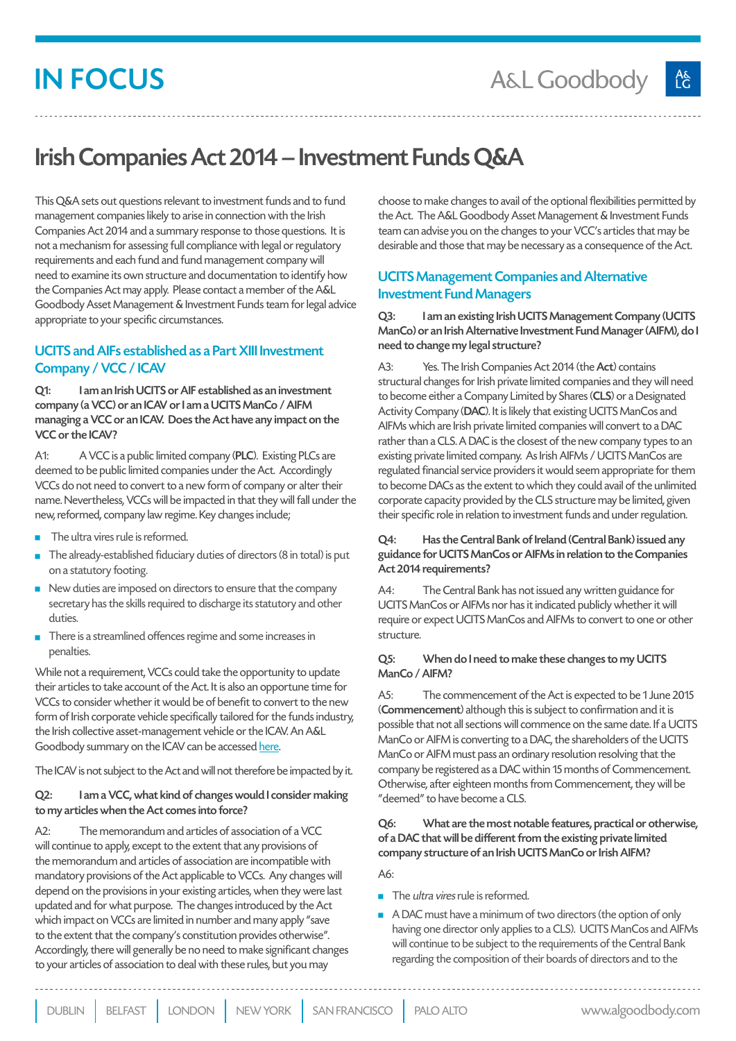# IN FOCUS

# Irish Companies Act 2014 – Investment Funds Q&A

This Q&A sets out questions relevant to investment funds and to fund management companies likely to arise in connection with the Irish Companies Act 2014 and a summary response to those questions. It is not a mechanism for assessing full compliance with legal or regulatory requirements and each fund and fund management company will need to examine its own structure and documentation to identify how the Companies Act may apply. Please contact a member of the A&L Goodbody Asset Management & Investment Funds team for legal advice appropriate to your specific circumstances.

## UCITS and AIFs established as a Part XIII Investment Company / VCC / ICAV

**Q1: I am an Irish UCITS or AIF established as an investment company (a VCC) or an ICAV or I am a UCITS ManCo / AIFM managing a VCC or an ICAV. Does the Act have any impact on the VCC or the ICAV?**

A1: A VCC is a public limited company (**PLC**). Existing PLCs are deemed to be public limited companies under the Act. Accordingly VCCs do not need to convert to a new form of company or alter their name. Nevertheless, VCCs will be impacted in that they will fall under the new, reformed, company law regime. Key changes include;

- The ultra vires rule is reformed.
- The already-established fiduciary duties of directors (8 in total) is put on a statutory footing.
- New duties are imposed on directors to ensure that the company secretary has the skills required to discharge its statutory and other duties.
- There is a streamlined offences regime and some increases in penalties.

While not a requirement, VCCs could take the opportunity to update their articles to take account of the Act. It is also an opportune time for VCCs to consider whether it would be of benefit to convert to the new form of Irish corporate vehicle specifically tailored for the funds industry, the Irish collective asset-management vehicle or the ICAV. An A&L Goodbody summary on the ICAV can be accessed here.

The ICAV is not subject to the Act and will not therefore be impacted by it.

**Q2: I am a VCC, what kind of changes would I consider making to my articles when the Act comes into force?**

A2: The memorandum and articles of association of a VCC will continue to apply, except to the extent that any provisions of the memorandum and articles of association are incompatible with mandatory provisions of the Act applicable to VCCs. Any changes will depend on the provisions in your existing articles, when they were last updated and for what purpose. The changes introduced by the Act which impact on VCCs are limited in number and many apply "save to the extent that the company's constitution provides otherwise". Accordingly, there will generally be no need to make significant changes to your articles of association to deal with these rules, but you may choose to make changes to avail of the optional flexibilities permitted by the Act. The A&L Goodbody Asset Management & Investment Funds team can advise you on the changes to your VCC's articles that may be desirable and those that may be necessary as a consequence of the Act.

## UCITS Management Companies and Alternative Investment Fund Managers

**Q3: I am an existing Irish UCITS Management Company (UCITS ManCo) or an Irish Alternative Investment Fund Manager (AIFM), do I need to change my legal structure?**

A3: Yes. The Irish Companies Act 2014 (the **Act**) contains structural changes for Irish private limited companies and they will need to become either a Company Limited by Shares (**CLS**) or a Designated Activity Company (**DAC**). It is likely that existing UCITS ManCos and AIFMs which are Irish private limited companies will convert to a DAC rather than a CLS. A DAC is the closest of the new company types to an existing private limited company. As Irish AIFMs / UCITS ManCos are regulated financial service providers it would seem appropriate for them to become DACs as the extent to which they could avail of the unlimited corporate capacity provided by the CLS structure may be limited, given their specific role in relation to investment funds and under regulation.

**Q4: Has the Central Bank of Ireland (Central Bank) issued any guidance for UCITS ManCos or AIFMs in relation to the Companies Act 2014 requirements?**

A4: The Central Bank has not issued any written guidance for UCITS ManCos or AIFMs nor has it indicated publicly whether it will require or expect UCITS ManCos and AIFMs to convert to one or other structure.

**Q5: When do I need to make these changes to my UCITS ManCo / AIFM?**

A5: The commencement of the Act is expected to be 1 June 2015 (**Commencement**) although this is subject to confirmation and it is possible that not all sections will commence on the same date. If a UCITS ManCo or AIFM is converting to a DAC, the shareholders of the UCITS ManCo or AIFM must pass an ordinary resolution resolving that the company be registered as a DAC within 15 months of Commencement. Otherwise, after eighteen months from Commencement, they will be "deemed" to have become a CLS.

**Q6: What are the most notable features, practical or otherwise, of a DAC that will be different from the existing private limited company structure of an Irish UCITS ManCo or Irish AIFM?**

A6:

- The *ultra vires* rule is reformed.
- A DAC must have a minimum of two directors (the option of only having one director only applies to a CLS). UCITS ManCos and AIFMs will continue to be subject to the requirements of the Central Bank regarding the composition of their boards of directors and to the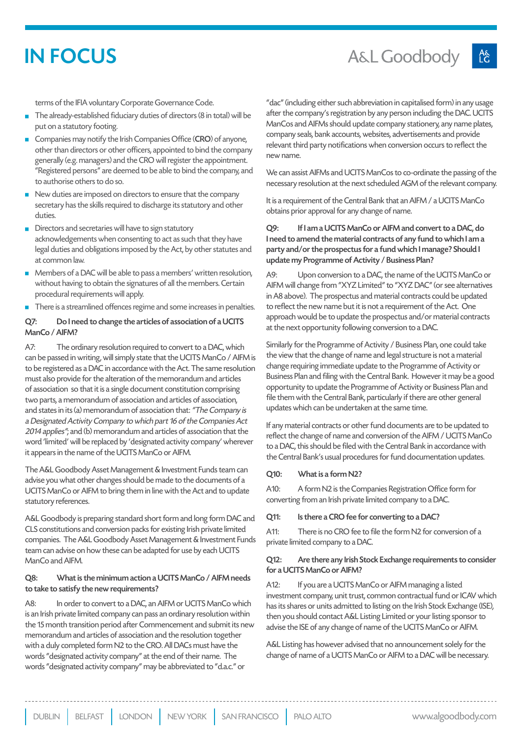terms of the IFIA voluntary Corporate Governance Code.

- The already-established fiduciary duties of directors (8 in total) will be put on a statutory footing.
- Companies may notify the Irish Companies Office (**CRO**) of anyone, other than directors or other officers, appointed to bind the company generally (e.g. managers) and the CRO will register the appointment. "Registered persons" are deemed to be able to bind the company, and to authorise others to do so.
- New duties are imposed on directors to ensure that the company secretary has the skills required to discharge its statutory and other duties.
- Directors and secretaries will have to sign statutory acknowledgements when consenting to act as such that they have legal duties and obligations imposed by the Act, by other statutes and at common law.
- Members of a DAC will be able to pass a members' written resolution, without having to obtain the signatures of all the members. Certain procedural requirements will apply.
- There is a streamlined offences regime and some increases in penalties.

**Q7: Do I need to change the articles of association of a UCITS ManCo / AIFM?**

A7: The ordinary resolution required to convert to a DAC, which can be passed in writing, will simply state that the UCITS ManCo / AIFM is to be registered as a DAC in accordance with the Act. The same resolution must also provide for the alteration of the memorandum and articles of association so that it is a single document constitution comprising two parts, a memorandum of association and articles of association, and states in its (a) memorandum of association that: *"The Company is a Designated Activity Company to which part 16 of the Companies Act 2014 applies"*; and (b) memorandum and articles of association that the word 'limited' will be replaced by 'designated activity company' wherever it appears in the name of the UCITS ManCo or AIFM.

The A&L Goodbody Asset Management & Investment Funds team can advise you what other changes should be made to the documents of a UCITS ManCo or AIFM to bring them in line with the Act and to update statutory references.

A&L Goodbody is preparing standard short form and long form DAC and CLS constitutions and conversion packs for existing Irish private limited companies. The A&L Goodbody Asset Management & Investment Funds team can advise on how these can be adapted for use by each UCITS ManCo and AIFM.

**Q8: What is the minimum action a UCITS ManCo / AIFM needs to take to satisfy the new requirements?**

A8: In order to convert to a DAC, an AIFM or UCITS ManCo which is an Irish private limited company can pass an ordinary resolution within the 15 month transition period after Commencement and submit its new memorandum and articles of association and the resolution together with a duly completed form N2 to the CRO. All DACs must have the words "designated activity company" at the end of their name. The words "designated activity company" may be abbreviated to "d.a.c." or "dac" (including either such abbreviation in capitalised form) in any usage after the company's registration by any person including the DAC. UCITS ManCos and AIFMs should update company stationery, any name plates, company seals, bank accounts, websites, advertisements and provide relevant third party notifications when conversion occurs to reflect the new name.

We can assist AIFMs and UCITS ManCos to co-ordinate the passing of the necessary resolution at the next scheduled AGM of the relevant company.

It is a requirement of the Central Bank that an AIFM / a UCITS ManCo obtains prior approval for any change of name.

**Q9: If I am a UCITS ManCo or AIFM and convert to a DAC, do I need to amend the material contracts of any fund to which I am a party and/or the prospectus for a fund which I manage? Should I update my Programme of Activity / Business Plan?**

A9: Upon conversion to a DAC, the name of the UCITS ManCo or AIFM will change from "XYZ Limited" to "XYZ DAC" (or see alternatives in A8 above). The prospectus and material contracts could be updated to reflect the new name but it is not a requirement of the Act. One approach would be to update the prospectus and/or material contracts at the next opportunity following conversion to a DAC.

Similarly for the Programme of Activity / Business Plan, one could take the view that the change of name and legal structure is not a material change requiring immediate update to the Programme of Activity or Business Plan and filing with the Central Bank. However it may be a good opportunity to update the Programme of Activity or Business Plan and file them with the Central Bank, particularly if there are other general updates which can be undertaken at the same time.

If any material contracts or other fund documents are to be updated to reflect the change of name and conversion of the AIFM / UCITS ManCo to a DAC, this should be filed with the Central Bank in accordance with the Central Bank's usual procedures for fund documentation updates.

**Q10: What is a form N2?**

A10: A form N2 is the Companies Registration Office form for converting from an Irish private limited company to a DAC.

**Q11: Is there a CRO fee for converting to a DAC?**

A11: There is no CRO fee to file the form N2 for conversion of a private limited company to a DAC.

**Q12: Are there any Irish Stock Exchange requirements to consider for a UCITS ManCo or AIFM?**

A12: If you are a UCITS ManCo or AIFM managing a listed investment company, unit trust, common contractual fund or ICAV which has its shares or units admitted to listing on the Irish Stock Exchange (ISE), then you should contact A&L Listing Limited or your listing sponsor to advise the ISE of any change of name of the UCITS ManCo or AIFM.

A&L Listing has however advised that no announcement solely for the change of name of a UCITS ManCo or AIFM to a DAC will be necessary.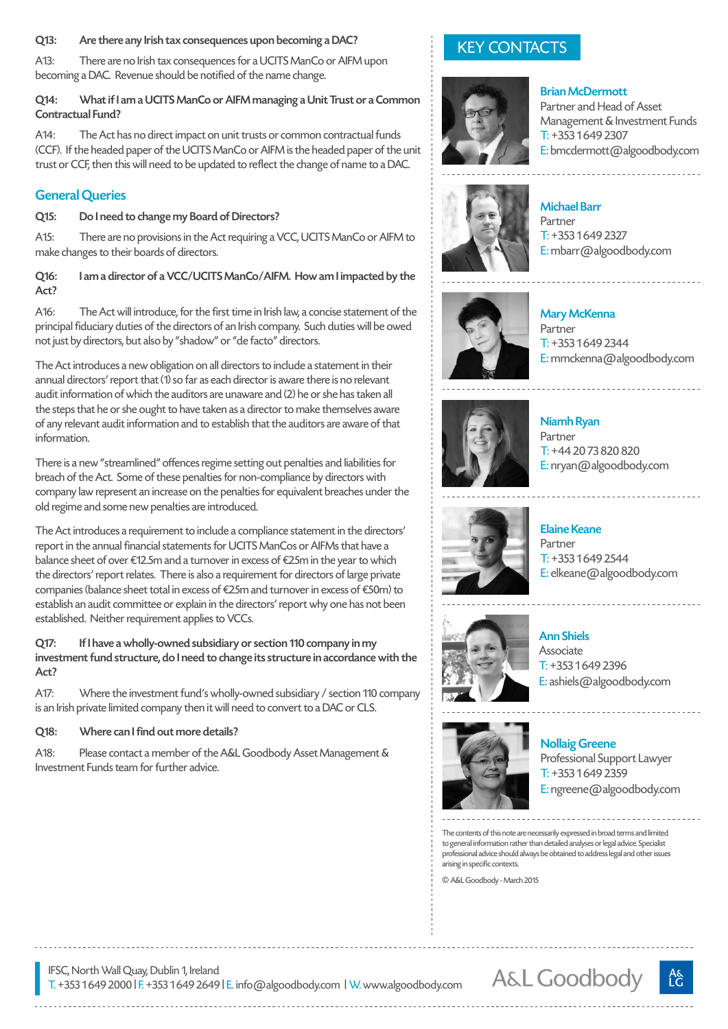**Q13: Are there any Irish tax consequences upon becoming a DAC?**

A13: There are no Irish tax consequences for a UCITS ManCo or AIFM upon becoming a DAC. Revenue should be notified of the name change.

**Q14: What if I am a UCITS ManCo or AIFM managing a Unit Trust or a Common Contractual Fund?**

A14: The Act has no direct impact on unit trusts or common contractual funds (CCF). If the headed paper of the UCITS ManCo or AIFM is the headed paper of the unit trust or CCF, then this will need to be updated to reflect the change of name to a DAC.

## General Queries

**Q15: Do I need to change my Board of Directors?**

A15: There are no provisions in the Act requiring a VCC, UCITS ManCo or AIFM to make changes to their boards of directors.

**Q16: I am a director of a VCC/UCITS ManCo/AIFM. How am I impacted by the Act?**

A16: The Act will introduce, for the first time in Irish law, a concise statement of the principal fiduciary duties of the directors of an Irish company. Such duties will be owed not just by directors, but also by "shadow" or "de facto" directors.

The Act introduces a new obligation on all directors to include a statement in their annual directors' report that (1) so far as each director is aware there is no relevant audit information of which the auditors are unaware and (2) he or she has taken all the steps that he or she ought to have taken as a director to make themselves aware of any relevant audit information and to establish that the auditors are aware of that information.

There is a new "streamlined" offences regime setting out penalties and liabilities for breach of the Act. Some of these penalties for non-compliance by directors with company law represent an increase on the penalties for equivalent breaches under the old regime and some new penalties are introduced.

The Act introduces a requirement to include a compliance statement in the directors' report in the annual financial statements for UCITS ManCos or AIFMs that have a balance sheet of over €12.5m and a turnover in excess of €25m in the year to which the directors' report relates. There is also a requirement for directors of large private companies (balance sheet total in excess of €25m and turnover in excess of €50m) to establish an audit committee or explain in the directors' report why one has not been established. Neither requirement applies to VCCs.

**Q17: If I have a wholly-owned subsidiary or section 110 company in my investment fund structure, do I need to change its structure in accordance with the Act?**

A17: Where the investment fund's wholly-owned subsidiary / section 110 company is an Irish private limited company then it will need to convert to a DAC or CLS.

**Q18: Where can I find out more details?**

A18: Please contact a member of the A&L Goodbody Asset Management & Investment Funds team for further advice.

## KEY CONTACTS

**Brian McDermott**
Partner and Head of Asset Management & Investment Funds
T: +353 1 649 2307
E: bmcdermott@algoodbody.com

**Michael Barr**
Partner
T: +353 1 649 2327
E: mbarr@algoodbody.com

**Mary McKenna**
Partner
T: +353 1 649 2344
E: mmckenna@algoodbody.com

**Niamh Ryan**
Partner
T: +44 20 73 820 820
E: nryan@algoodbody.com

**Elaine Keane**
Partner
T: +353 1 649 2544
E: elkeane@algoodbody.com

**Ann Shiels**
Associate
T: +353 1 649 2396
E: ashiels@algoodbody.com

**Nollaig Greene**
Professional Support Lawyer
T: +353 1 649 2359
E: ngreene@algoodbody.com

The contents of this note are necessarily expressed in broad terms and limited to general information rather than detailed analyses or legal advice. Specialist professional advice should always be obtained to address legal and other issues arising in specific contexts.

© A&L Goodbody - March 2015

IFSC, North Wall Quay, Dublin 1, Ireland
T. +353 1 649 2000 | F. +353 1 649 2649 | E. info@algoodbody.com | W. www.algoodbody.com

A&L Goodbody